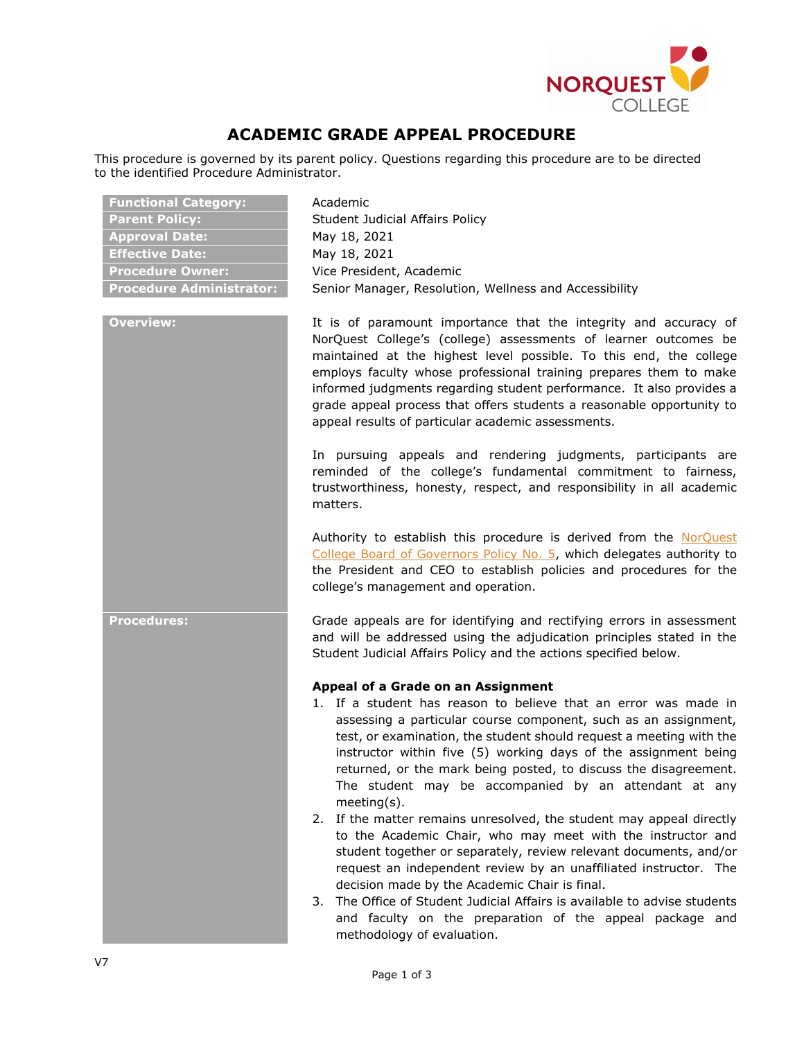# ACADEMIC GRADE APPEAL PROCEDURE

This procedure is governed by its parent policy. Questions regarding this procedure are to be directed to the identified Procedure Administrator.

| | |
|---|---|
| **Functional Category:** | Academic |
| **Parent Policy:** | Student Judicial Affairs Policy |
| **Approval Date:** | May 18, 2021 |
| **Effective Date:** | May 18, 2021 |
| **Procedure Owner:** | Vice President, Academic |
| **Procedure Administrator:** | Senior Manager, Resolution, Wellness and Accessibility |

## Overview:

It is of paramount importance that the integrity and accuracy of NorQuest College's (college) assessments of learner outcomes be maintained at the highest level possible. To this end, the college employs faculty whose professional training prepares them to make informed judgments regarding student performance. It also provides a grade appeal process that offers students a reasonable opportunity to appeal results of particular academic assessments.

In pursuing appeals and rendering judgments, participants are reminded of the college's fundamental commitment to fairness, trustworthiness, honesty, respect, and responsibility in all academic matters.

Authority to establish this procedure is derived from the NorQuest College Board of Governors Policy No. 5, which delegates authority to the President and CEO to establish policies and procedures for the college's management and operation.

## Procedures:

Grade appeals are for identifying and rectifying errors in assessment and will be addressed using the adjudication principles stated in the Student Judicial Affairs Policy and the actions specified below.

**Appeal of a Grade on an Assignment**

1. If a student has reason to believe that an error was made in assessing a particular course component, such as an assignment, test, or examination, the student should request a meeting with the instructor within five (5) working days of the assignment being returned, or the mark being posted, to discuss the disagreement. The student may be accompanied by an attendant at any meeting(s).
2. If the matter remains unresolved, the student may appeal directly to the Academic Chair, who may meet with the instructor and student together or separately, review relevant documents, and/or request an independent review by an unaffiliated instructor. The decision made by the Academic Chair is final.
3. The Office of Student Judicial Affairs is available to advise students and faculty on the preparation of the appeal package and methodology of evaluation.

V7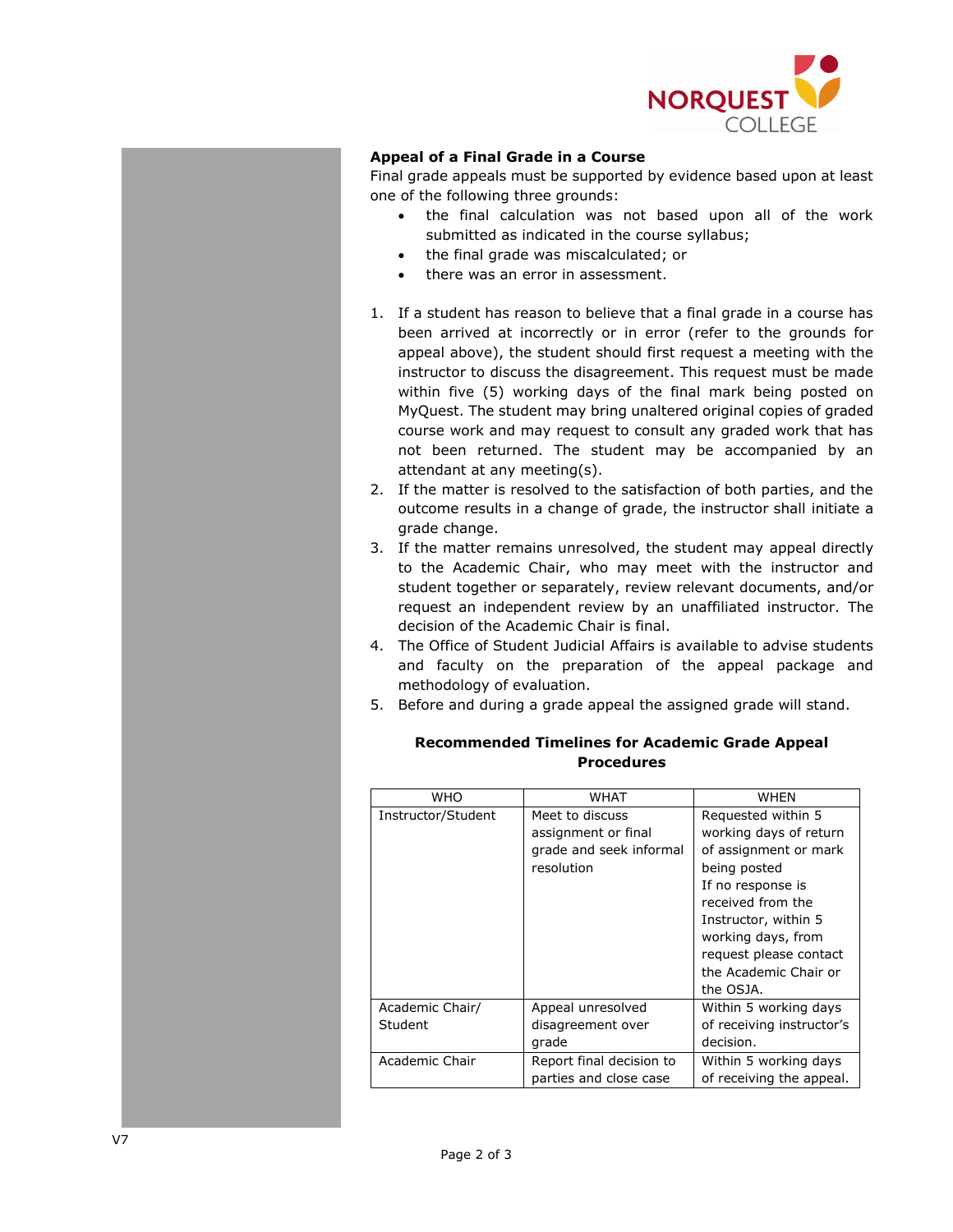**Appeal of a Final Grade in a Course**

Final grade appeals must be supported by evidence based upon at least one of the following three grounds:

- the final calculation was not based upon all of the work submitted as indicated in the course syllabus;
- the final grade was miscalculated; or
- there was an error in assessment.

1. If a student has reason to believe that a final grade in a course has been arrived at incorrectly or in error (refer to the grounds for appeal above), the student should first request a meeting with the instructor to discuss the disagreement. This request must be made within five (5) working days of the final mark being posted on MyQuest. The student may bring unaltered original copies of graded course work and may request to consult any graded work that has not been returned. The student may be accompanied by an attendant at any meeting(s).
2. If the matter is resolved to the satisfaction of both parties, and the outcome results in a change of grade, the instructor shall initiate a grade change.
3. If the matter remains unresolved, the student may appeal directly to the Academic Chair, who may meet with the instructor and student together or separately, review relevant documents, and/or request an independent review by an unaffiliated instructor. The decision of the Academic Chair is final.
4. The Office of Student Judicial Affairs is available to advise students and faculty on the preparation of the appeal package and methodology of evaluation.
5. Before and during a grade appeal the assigned grade will stand.

**Recommended Timelines for Academic Grade Appeal Procedures**

| WHO | WHAT | WHEN |
|---|---|---|
| Instructor/Student | Meet to discuss assignment or final grade and seek informal resolution | Requested within 5 working days of return of assignment or mark being posted<br>If no response is received from the Instructor, within 5 working days, from request please contact the Academic Chair or the OSJA. |
| Academic Chair/ Student | Appeal unresolved disagreement over grade | Within 5 working days of receiving instructor's decision. |
| Academic Chair | Report final decision to parties and close case | Within 5 working days of receiving the appeal. |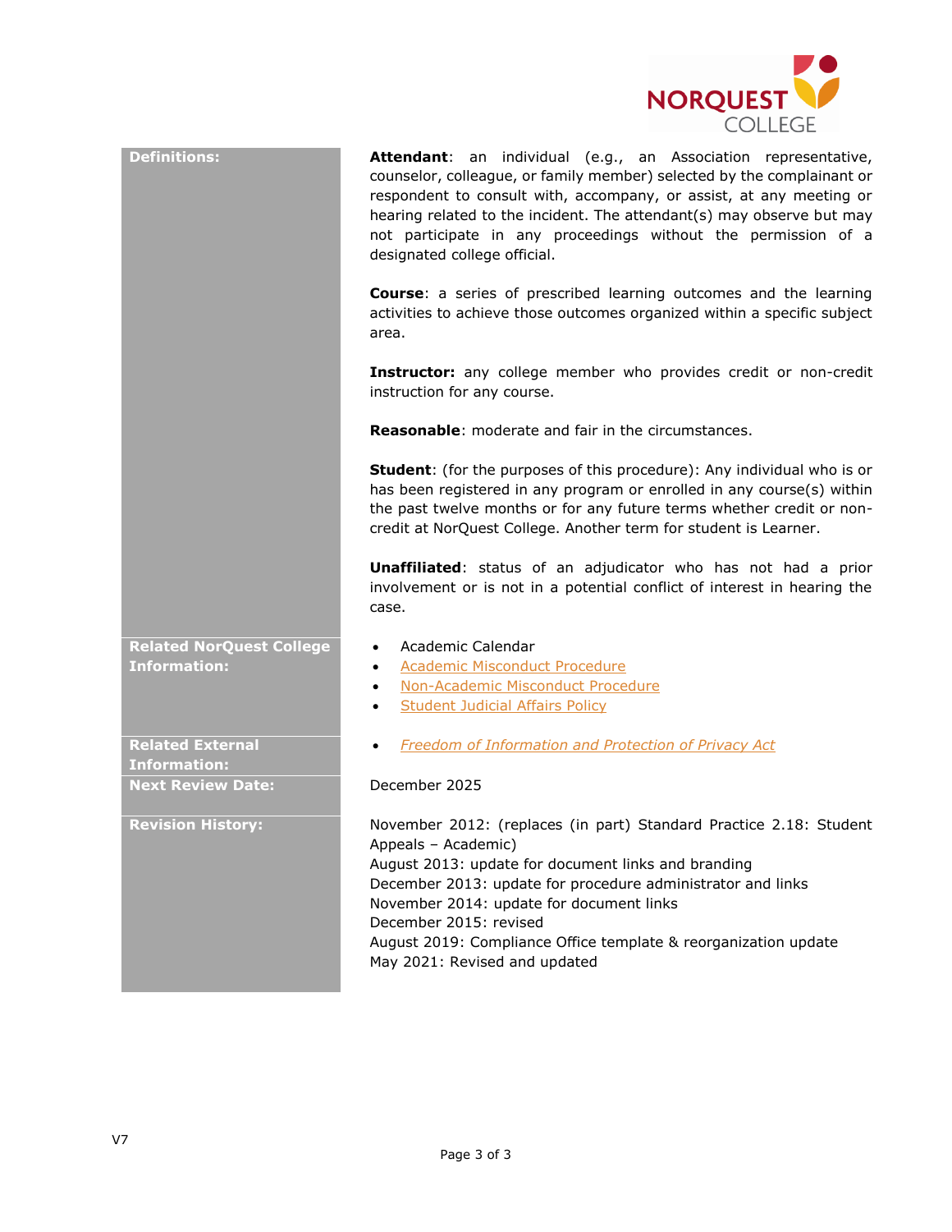| | |
|---|---|
| **Definitions:** | **Attendant**: an individual (e.g., an Association representative, counselor, colleague, or family member) selected by the complainant or respondent to consult with, accompany, or assist, at any meeting or hearing related to the incident. The attendant(s) may observe but may not participate in any proceedings without the permission of a designated college official.<br><br>**Course**: a series of prescribed learning outcomes and the learning activities to achieve those outcomes organized within a specific subject area.<br><br>**Instructor:** any college member who provides credit or non-credit instruction for any course.<br><br>**Reasonable**: moderate and fair in the circumstances.<br><br>**Student**: (for the purposes of this procedure): Any individual who is or has been registered in any program or enrolled in any course(s) within the past twelve months or for any future terms whether credit or non-credit at NorQuest College. Another term for student is Learner.<br><br>**Unaffiliated**: status of an adjudicator who has not had a prior involvement or is not in a potential conflict of interest in hearing the case. |
| **Related NorQuest College Information:** | • Academic Calendar<br>• Academic Misconduct Procedure<br>• Non-Academic Misconduct Procedure<br>• Student Judicial Affairs Policy |
| **Related External Information:** | • *Freedom of Information and Protection of Privacy Act* |
| **Next Review Date:** | December 2025 |
| **Revision History:** | November 2012: (replaces (in part) Standard Practice 2.18: Student Appeals – Academic)<br>August 2013: update for document links and branding<br>December 2013: update for procedure administrator and links<br>November 2014: update for document links<br>December 2015: revised<br>August 2019: Compliance Office template & reorganization update<br>May 2021: Revised and updated |

V7